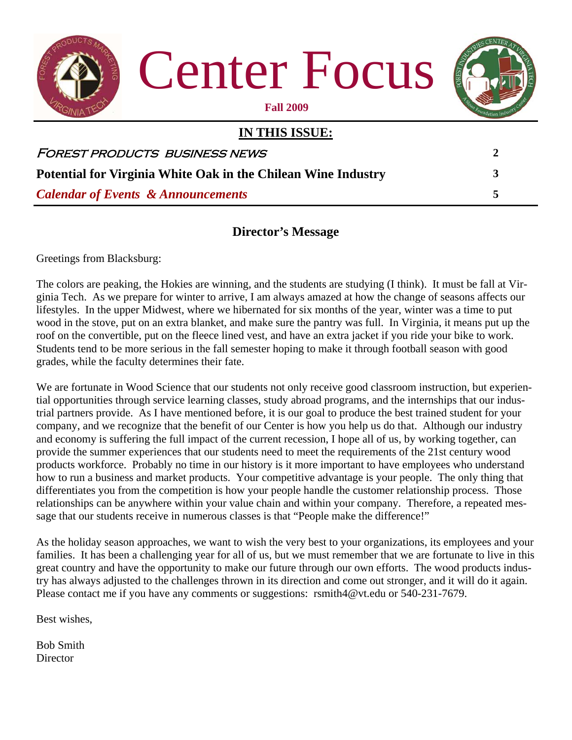# Center Focus

**Fall 2009**

## IN THIS ISSUE:

| | |
|---|---|
| *FOREST PRODUCTS BUSINESS NEWS* | **2** |
| **Potential for Virginia White Oak in the Chilean Wine Industry** | **3** |
| ***Calendar of Events & Announcements*** | **5** |

## Director's Message

Greetings from Blacksburg:

The colors are peaking, the Hokies are winning, and the students are studying (I think). It must be fall at Virginia Tech. As we prepare for winter to arrive, I am always amazed at how the change of seasons affects our lifestyles. In the upper Midwest, where we hibernated for six months of the year, winter was a time to put wood in the stove, put on an extra blanket, and make sure the pantry was full. In Virginia, it means put up the roof on the convertible, put on the fleece lined vest, and have an extra jacket if you ride your bike to work. Students tend to be more serious in the fall semester hoping to make it through football season with good grades, while the faculty determines their fate.

We are fortunate in Wood Science that our students not only receive good classroom instruction, but experiential opportunities through service learning classes, study abroad programs, and the internships that our industrial partners provide. As I have mentioned before, it is our goal to produce the best trained student for your company, and we recognize that the benefit of our Center is how you help us do that. Although our industry and economy is suffering the full impact of the current recession, I hope all of us, by working together, can provide the summer experiences that our students need to meet the requirements of the 21st century wood products workforce. Probably no time in our history is it more important to have employees who understand how to run a business and market products. Your competitive advantage is your people. The only thing that differentiates you from the competition is how your people handle the customer relationship process. Those relationships can be anywhere within your value chain and within your company. Therefore, a repeated message that our students receive in numerous classes is that "People make the difference!"

As the holiday season approaches, we want to wish the very best to your organizations, its employees and your families. It has been a challenging year for all of us, but we must remember that we are fortunate to live in this great country and have the opportunity to make our future through our own efforts. The wood products industry has always adjusted to the challenges thrown in its direction and come out stronger, and it will do it again. Please contact me if you have any comments or suggestions: rsmith4@vt.edu or 540-231-7679.

Best wishes,

Bob Smith
Director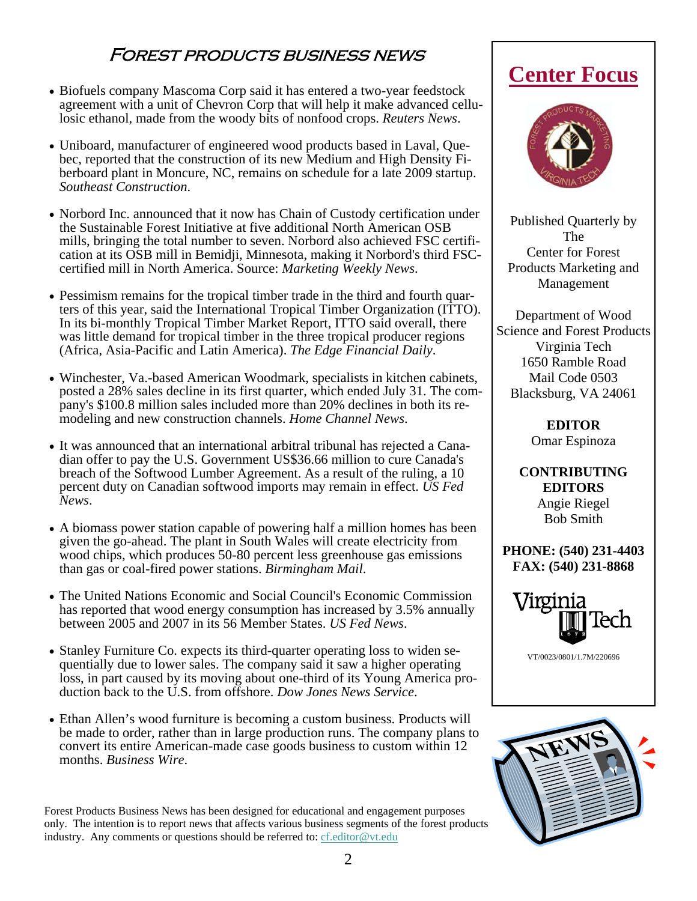## Forest products business news

- Biofuels company Mascoma Corp said it has entered a two-year feedstock agreement with a unit of Chevron Corp that will help it make advanced cellulosic ethanol, made from the woody bits of nonfood crops. *Reuters News*.
- Uniboard, manufacturer of engineered wood products based in Laval, Quebec, reported that the construction of its new Medium and High Density Fiberboard plant in Moncure, NC, remains on schedule for a late 2009 startup. *Southeast Construction*.
- Norbord Inc. announced that it now has Chain of Custody certification under the Sustainable Forest Initiative at five additional North American OSB mills, bringing the total number to seven. Norbord also achieved FSC certification at its OSB mill in Bemidji, Minnesota, making it Norbord's third FSC-certified mill in North America. Source: *Marketing Weekly News*.
- Pessimism remains for the tropical timber trade in the third and fourth quarters of this year, said the International Tropical Timber Organization (ITTO). In its bi-monthly Tropical Timber Market Report, ITTO said overall, there was little demand for tropical timber in the three tropical producer regions (Africa, Asia-Pacific and Latin America). *The Edge Financial Daily*.
- Winchester, Va.-based American Woodmark, specialists in kitchen cabinets, posted a 28% sales decline in its first quarter, which ended July 31. The company's $100.8 million sales included more than 20% declines in both its remodeling and new construction channels. *Home Channel News*.
- It was announced that an international arbitral tribunal has rejected a Canadian offer to pay the U.S. Government US$36.66 million to cure Canada's breach of the Softwood Lumber Agreement. As a result of the ruling, a 10 percent duty on Canadian softwood imports may remain in effect. *US Fed News*.
- A biomass power station capable of powering half a million homes has been given the go-ahead. The plant in South Wales will create electricity from wood chips, which produces 50-80 percent less greenhouse gas emissions than gas or coal-fired power stations. *Birmingham Mail*.
- The United Nations Economic and Social Council's Economic Commission has reported that wood energy consumption has increased by 3.5% annually between 2005 and 2007 in its 56 Member States. *US Fed News*.
- Stanley Furniture Co. expects its third-quarter operating loss to widen sequentially due to lower sales. The company said it saw a higher operating loss, in part caused by its moving about one-third of its Young America production back to the U.S. from offshore. *Dow Jones News Service*.
- Ethan Allen's wood furniture is becoming a custom business. Products will be made to order, rather than in large production runs. The company plans to convert its entire American-made case goods business to custom within 12 months. *Business Wire*.

Forest Products Business News has been designed for educational and engagement purposes only. The intention is to report news that affects various business segments of the forest products industry. Any comments or questions should be referred to: cf.editor@vt.edu

## Center Focus

Published Quarterly by The Center for Forest Products Marketing and Management

Department of Wood Science and Forest Products
Virginia Tech
1650 Ramble Road
Mail Code 0503
Blacksburg, VA 24061

**EDITOR**
Omar Espinoza

**CONTRIBUTING EDITORS**
Angie Riegel
Bob Smith

**PHONE: (540) 231-4403**
**FAX: (540) 231-8868**

VT/0023/0801/1.7M/220696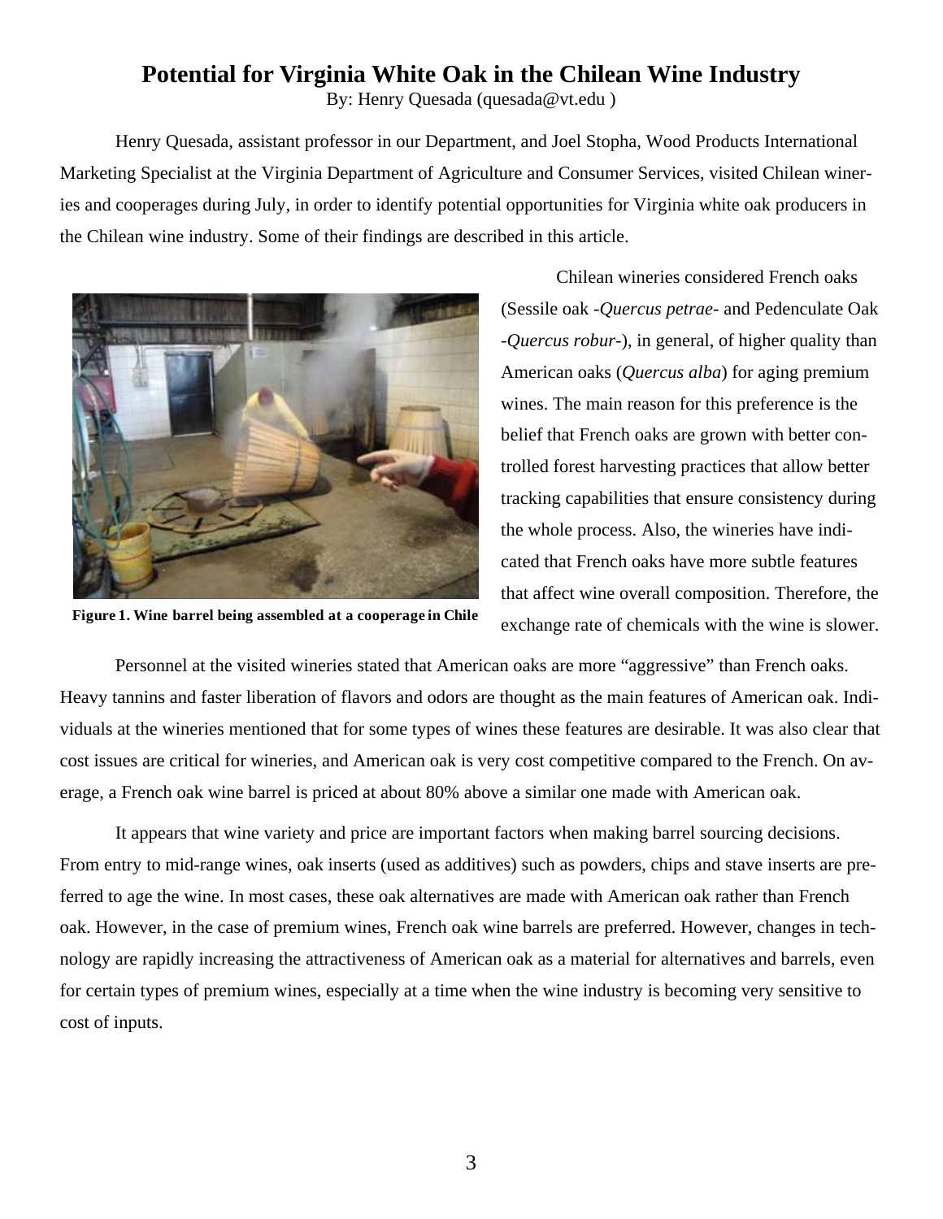# Potential for Virginia White Oak in the Chilean Wine Industry

By: Henry Quesada (quesada@vt.edu )

Henry Quesada, assistant professor in our Department, and Joel Stopha, Wood Products International Marketing Specialist at the Virginia Department of Agriculture and Consumer Services, visited Chilean wineries and cooperages during July, in order to identify potential opportunities for Virginia white oak producers in the Chilean wine industry. Some of their findings are described in this article.

**Figure 1. Wine barrel being assembled at a cooperage in Chile**

Chilean wineries considered French oaks (Sessile oak -*Quercus petrae*- and Pedenculate Oak -*Quercus robur*-), in general, of higher quality than American oaks (*Quercus alba*) for aging premium wines. The main reason for this preference is the belief that French oaks are grown with better controlled forest harvesting practices that allow better tracking capabilities that ensure consistency during the whole process. Also, the wineries have indicated that French oaks have more subtle features that affect wine overall composition. Therefore, the exchange rate of chemicals with the wine is slower.

Personnel at the visited wineries stated that American oaks are more "aggressive" than French oaks. Heavy tannins and faster liberation of flavors and odors are thought as the main features of American oak. Individuals at the wineries mentioned that for some types of wines these features are desirable. It was also clear that cost issues are critical for wineries, and American oak is very cost competitive compared to the French. On average, a French oak wine barrel is priced at about 80% above a similar one made with American oak.

It appears that wine variety and price are important factors when making barrel sourcing decisions. From entry to mid-range wines, oak inserts (used as additives) such as powders, chips and stave inserts are preferred to age the wine. In most cases, these oak alternatives are made with American oak rather than French oak. However, in the case of premium wines, French oak wine barrels are preferred. However, changes in technology are rapidly increasing the attractiveness of American oak as a material for alternatives and barrels, even for certain types of premium wines, especially at a time when the wine industry is becoming very sensitive to cost of inputs.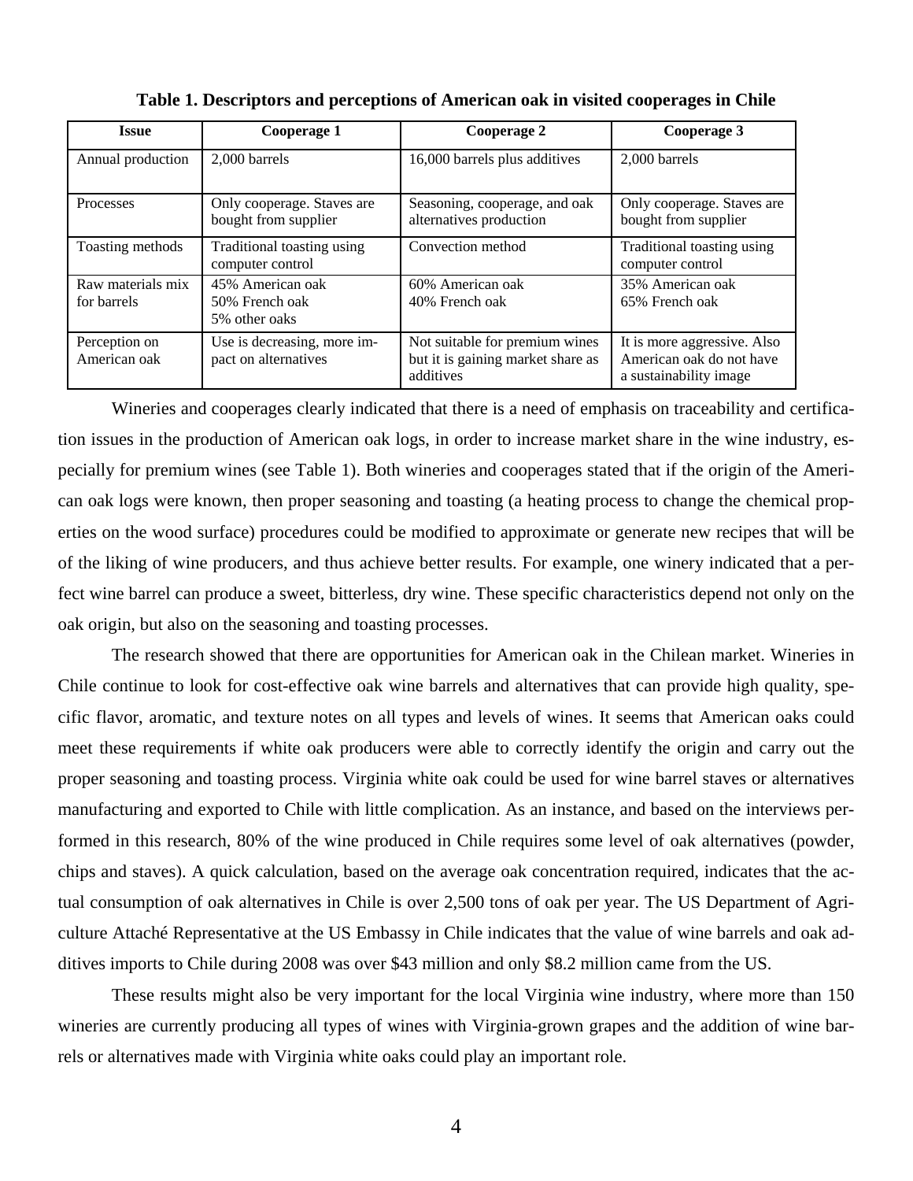**Table 1. Descriptors and perceptions of American oak in visited cooperages in Chile**

| Issue | Cooperage 1 | Cooperage 2 | Cooperage 3 |
|---|---|---|---|
| Annual production | 2,000 barrels | 16,000 barrels plus additives | 2,000 barrels |
| Processes | Only cooperage. Staves are bought from supplier | Seasoning, cooperage, and oak alternatives production | Only cooperage. Staves are bought from supplier |
| Toasting methods | Traditional toasting using computer control | Convection method | Traditional toasting using computer control |
| Raw materials mix for barrels | 45% American oak<br>50% French oak<br>5% other oaks | 60% American oak<br>40% French oak | 35% American oak<br>65% French oak |
| Perception on American oak | Use is decreasing, more impact on alternatives | Not suitable for premium wines but it is gaining market share as additives | It is more aggressive. Also American oak do not have a sustainability image |

Wineries and cooperages clearly indicated that there is a need of emphasis on traceability and certification issues in the production of American oak logs, in order to increase market share in the wine industry, especially for premium wines (see Table 1). Both wineries and cooperages stated that if the origin of the American oak logs were known, then proper seasoning and toasting (a heating process to change the chemical properties on the wood surface) procedures could be modified to approximate or generate new recipes that will be of the liking of wine producers, and thus achieve better results. For example, one winery indicated that a perfect wine barrel can produce a sweet, bitterless, dry wine. These specific characteristics depend not only on the oak origin, but also on the seasoning and toasting processes.

The research showed that there are opportunities for American oak in the Chilean market. Wineries in Chile continue to look for cost-effective oak wine barrels and alternatives that can provide high quality, specific flavor, aromatic, and texture notes on all types and levels of wines. It seems that American oaks could meet these requirements if white oak producers were able to correctly identify the origin and carry out the proper seasoning and toasting process. Virginia white oak could be used for wine barrel staves or alternatives manufacturing and exported to Chile with little complication. As an instance, and based on the interviews performed in this research, 80% of the wine produced in Chile requires some level of oak alternatives (powder, chips and staves). A quick calculation, based on the average oak concentration required, indicates that the actual consumption of oak alternatives in Chile is over 2,500 tons of oak per year. The US Department of Agriculture Attaché Representative at the US Embassy in Chile indicates that the value of wine barrels and oak additives imports to Chile during 2008 was over $43 million and only $8.2 million came from the US.

These results might also be very important for the local Virginia wine industry, where more than 150 wineries are currently producing all types of wines with Virginia-grown grapes and the addition of wine barrels or alternatives made with Virginia white oaks could play an important role.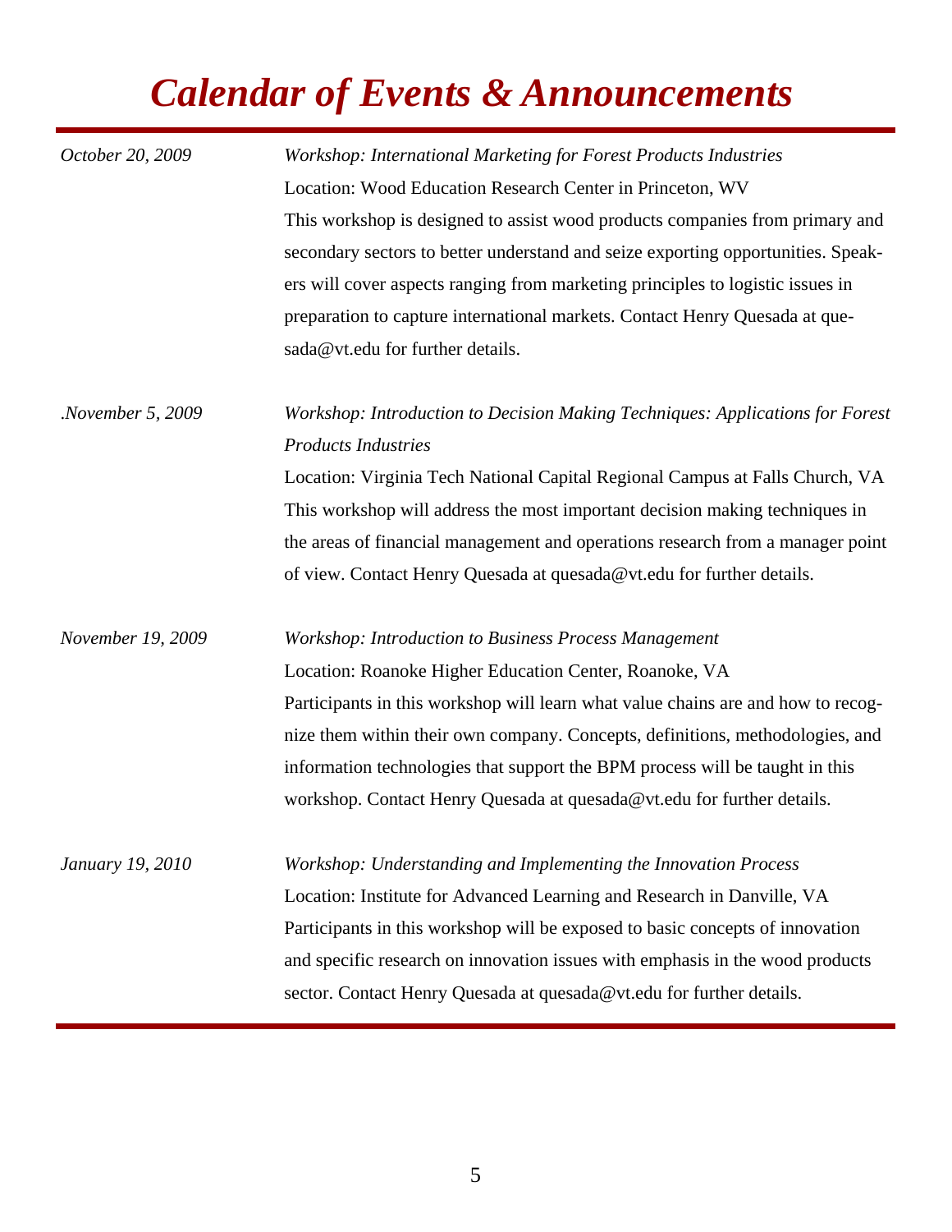# *Calendar of Events & Announcements*

*October 20, 2009*

*Workshop: International Marketing for Forest Products Industries*

Location: Wood Education Research Center in Princeton, WV

This workshop is designed to assist wood products companies from primary and secondary sectors to better understand and seize exporting opportunities. Speakers will cover aspects ranging from marketing principles to logistic issues in preparation to capture international markets. Contact Henry Quesada at quesada@vt.edu for further details.

*.November 5, 2009*

*Workshop: Introduction to Decision Making Techniques: Applications for Forest Products Industries*

Location: Virginia Tech National Capital Regional Campus at Falls Church, VA

This workshop will address the most important decision making techniques in the areas of financial management and operations research from a manager point of view. Contact Henry Quesada at quesada@vt.edu for further details.

*November 19, 2009*

*Workshop: Introduction to Business Process Management*

Location: Roanoke Higher Education Center, Roanoke, VA

Participants in this workshop will learn what value chains are and how to recognize them within their own company. Concepts, definitions, methodologies, and information technologies that support the BPM process will be taught in this workshop. Contact Henry Quesada at quesada@vt.edu for further details.

*January 19, 2010*

*Workshop: Understanding and Implementing the Innovation Process*

Location: Institute for Advanced Learning and Research in Danville, VA

Participants in this workshop will be exposed to basic concepts of innovation and specific research on innovation issues with emphasis in the wood products sector. Contact Henry Quesada at quesada@vt.edu for further details.